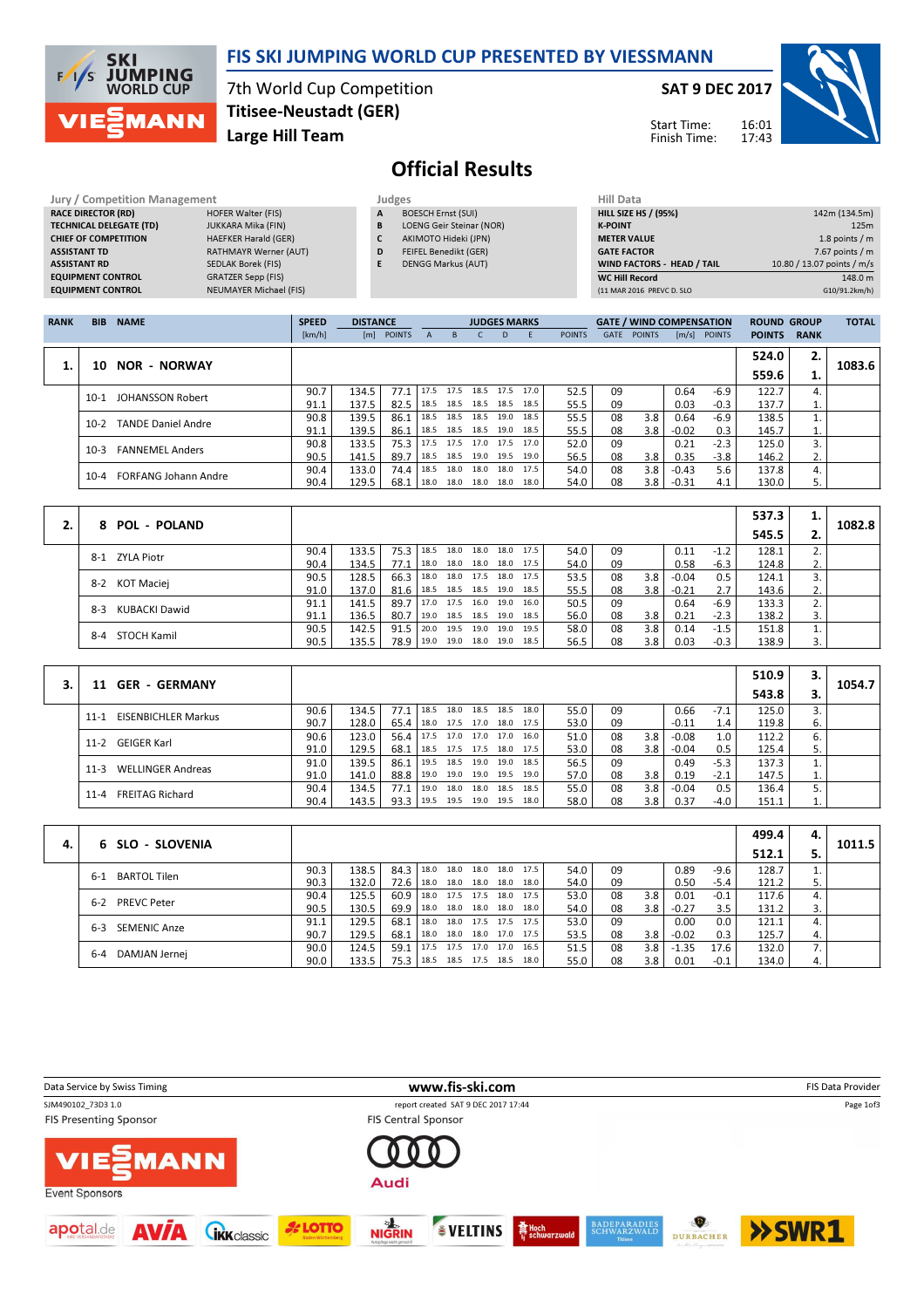# FIS SKI JUMPING WORLD CUP PRESENTED BY VIESSMANN

7th World Cup Competition
**Titisee-Neustadt (GER)**
**Large Hill Team**

**SAT 9 DEC 2017**

Start Time: 16:01
Finish Time: 17:43

## Official Results

| Jury / Competition Management | |
|---|---|
| RACE DIRECTOR (RD) | HOFER Walter (FIS) |
| TECHNICAL DELEGATE (TD) | JUKKARA Mika (FIN) |
| CHIEF OF COMPETITION | HAEFKER Harald (GER) |
| ASSISTANT TD | RATHMAYR Werner (AUT) |
| ASSISTANT RD | SEDLAK Borek (FIS) |
| EQUIPMENT CONTROL | GRATZER Sepp (FIS) |
| EQUIPMENT CONTROL | NEUMAYER Michael (FIS) |

| Judges | |
|---|---|
| A | BOESCH Ernst (SUI) |
| B | LOENG Geir Steinar (NOR) |
| C | AKIMOTO Hideki (JPN) |
| D | FEIFEL Benedikt (GER) |
| E | DENGG Markus (AUT) |

| Hill Data | |
|---|---|
| HILL SIZE HS / (95%) | 142m (134.5m) |
| K-POINT | 125m |
| METER VALUE | 1.8 points / m |
| GATE FACTOR | 7.67 points / m |
| WIND FACTORS - HEAD / TAIL | 10.80 / 13.07 points / m/s |
| WC Hill Record | 148.0 m |
| (11 MAR 2016 PREVC D. SLO | G10/91.2km/h) |

| RANK | BIB | NAME | SPEED [km/h] | DISTANCE [m] | DISTANCE POINTS | A | B | C | D | E | JUDGES POINTS | GATE | GATE POINTS | WIND [m/s] | WIND POINTS | ROUND POINTS | GROUP RANK | TOTAL |
|---|---|---|---|---|---|---|---|---|---|---|---|---|---|---|---|---|---|---|
| 1. | 10 | NOR - NORWAY | | | | | | | | | | | | | | 524.0 / 559.6 | 2. / 1. | 1083.6 |
| | 10-1 | JOHANSSON Robert | 90.7 | 134.5 | 77.1 | 17.5 | 17.5 | 18.5 | 17.5 | 17.0 | 52.5 | 09 | | 0.64 | -6.9 | 122.7 | 4. | |
| | | | 91.1 | 137.5 | 82.5 | 18.5 | 18.5 | 18.5 | 18.5 | 18.5 | 55.5 | 09 | | 0.03 | -0.3 | 137.7 | 1. | |
| | 10-2 | TANDE Daniel Andre | 90.8 | 139.5 | 86.1 | 18.5 | 18.5 | 18.5 | 19.0 | 18.5 | 55.5 | 08 | 3.8 | 0.64 | -6.9 | 138.5 | 1. | |
| | | | 91.1 | 139.5 | 86.1 | 18.5 | 18.5 | 18.5 | 19.0 | 18.5 | 55.5 | 08 | 3.8 | -0.02 | 0.3 | 145.7 | 1. | |
| | 10-3 | FANNEMEL Anders | 90.8 | 133.5 | 75.3 | 17.5 | 17.5 | 17.0 | 17.5 | 17.0 | 52.0 | 09 | | 0.21 | -2.3 | 125.0 | 3. | |
| | | | 90.5 | 141.5 | 89.7 | 18.5 | 18.5 | 19.0 | 19.5 | 19.0 | 56.5 | 08 | 3.8 | 0.35 | -3.8 | 146.2 | 2. | |
| | 10-4 | FORFANG Johann Andre | 90.4 | 133.0 | 74.4 | 18.5 | 18.0 | 18.0 | 18.0 | 17.5 | 54.0 | 08 | 3.8 | -0.43 | 5.6 | 137.8 | 4. | |
| | | | 90.4 | 129.5 | 68.1 | 18.0 | 18.0 | 18.0 | 18.0 | 18.0 | 54.0 | 08 | 3.8 | -0.31 | 4.1 | 130.0 | 5. | |
| 2. | 8 | POL - POLAND | | | | | | | | | | | | | | 537.3 / 545.5 | 1. / 2. | 1082.8 |
| | 8-1 | ZYLA Piotr | 90.4 | 133.5 | 75.3 | 18.5 | 18.0 | 18.0 | 18.0 | 17.5 | 54.0 | 09 | | 0.11 | -1.2 | 128.1 | 2. | |
| | | | 90.4 | 134.5 | 77.1 | 18.0 | 18.0 | 18.0 | 18.0 | 17.5 | 54.0 | 09 | | 0.58 | -6.3 | 124.8 | 2. | |
| | 8-2 | KOT Maciej | 90.5 | 128.5 | 66.3 | 18.0 | 18.0 | 17.5 | 18.0 | 17.5 | 53.5 | 08 | 3.8 | -0.04 | 0.5 | 124.1 | 3. | |
| | | | 91.0 | 137.0 | 81.6 | 18.5 | 18.5 | 18.5 | 19.0 | 18.5 | 55.5 | 08 | 3.8 | -0.21 | 2.7 | 143.6 | 2. | |
| | 8-3 | KUBACKI Dawid | 91.1 | 141.5 | 89.7 | 17.0 | 17.5 | 16.0 | 19.0 | 16.0 | 50.5 | 09 | | 0.64 | -6.9 | 133.3 | 2. | |
| | | | 91.1 | 136.5 | 80.7 | 19.0 | 18.5 | 18.5 | 19.0 | 18.5 | 56.0 | 08 | 3.8 | 0.21 | -2.3 | 138.2 | 3. | |
| | 8-4 | STOCH Kamil | 90.5 | 142.5 | 91.5 | 20.0 | 19.5 | 19.0 | 19.0 | 19.5 | 58.0 | 08 | 3.8 | 0.14 | -1.5 | 151.8 | 1. | |
| | | | 90.5 | 135.5 | 78.9 | 19.0 | 19.0 | 18.0 | 19.0 | 18.5 | 56.5 | 08 | 3.8 | 0.03 | -0.3 | 138.9 | 3. | |
| 3. | 11 | GER - GERMANY | | | | | | | | | | | | | | 510.9 / 543.8 | 3. / 3. | 1054.7 |
| | 11-1 | EISENBICHLER Markus | 90.6 | 134.5 | 77.1 | 18.5 | 18.0 | 18.5 | 18.5 | 18.0 | 55.0 | 09 | | 0.66 | -7.1 | 125.0 | 3. | |
| | | | 90.7 | 128.0 | 65.4 | 18.0 | 17.5 | 17.0 | 18.0 | 17.5 | 53.0 | 09 | | -0.11 | 1.4 | 119.8 | 6. | |
| | 11-2 | GEIGER Karl | 90.6 | 123.0 | 56.4 | 17.5 | 17.0 | 17.0 | 17.0 | 16.0 | 51.0 | 08 | 3.8 | -0.08 | 1.0 | 112.2 | 6. | |
| | | | 91.0 | 129.5 | 68.1 | 18.5 | 17.5 | 17.5 | 18.0 | 17.5 | 53.0 | 08 | 3.8 | -0.04 | 0.5 | 125.4 | 5. | |
| | 11-3 | WELLINGER Andreas | 91.0 | 139.5 | 86.1 | 19.5 | 18.5 | 19.0 | 19.0 | 18.5 | 56.5 | 09 | | 0.49 | -5.3 | 137.3 | 1. | |
| | | | 91.0 | 141.0 | 88.8 | 19.0 | 19.0 | 19.0 | 19.5 | 19.0 | 57.0 | 08 | 3.8 | 0.19 | -2.1 | 147.5 | 1. | |
| | 11-4 | FREITAG Richard | 90.4 | 134.5 | 77.1 | 19.0 | 18.0 | 18.0 | 18.5 | 18.5 | 55.0 | 08 | 3.8 | -0.04 | 0.5 | 136.4 | 5. | |
| | | | 90.4 | 143.5 | 93.3 | 19.5 | 19.5 | 19.0 | 19.5 | 18.0 | 58.0 | 08 | 3.8 | 0.37 | -4.0 | 151.1 | 1. | |
| 4. | 6 | SLO - SLOVENIA | | | | | | | | | | | | | | 499.4 / 512.1 | 4. / 5. | 1011.5 |
| | 6-1 | BARTOL Tilen | 90.3 | 138.5 | 84.3 | 18.0 | 18.0 | 18.0 | 18.0 | 17.5 | 54.0 | 09 | | 0.89 | -9.6 | 128.7 | 1. | |
| | | | 90.3 | 132.0 | 72.6 | 18.0 | 18.0 | 18.0 | 18.0 | 18.0 | 54.0 | 09 | | 0.50 | -5.4 | 121.2 | 5. | |
| | 6-2 | PREVC Peter | 90.4 | 125.5 | 60.9 | 18.0 | 17.5 | 17.5 | 18.0 | 17.5 | 53.0 | 08 | 3.8 | 0.01 | -0.1 | 117.6 | 4. | |
| | | | 90.5 | 130.5 | 69.9 | 18.0 | 18.0 | 18.0 | 18.0 | 18.0 | 54.0 | 08 | 3.8 | -0.27 | 3.5 | 131.2 | 3. | |
| | 6-3 | SEMENIC Anze | 91.1 | 129.5 | 68.1 | 18.0 | 18.0 | 17.5 | 17.5 | 17.5 | 53.0 | 09 | | 0.00 | 0.0 | 121.1 | 4. | |
| | | | 90.7 | 129.5 | 68.1 | 18.0 | 18.0 | 18.0 | 17.0 | 17.5 | 53.5 | 08 | 3.8 | -0.02 | 0.3 | 125.7 | 4. | |
| | 6-4 | DAMJAN Jernej | 90.0 | 124.5 | 59.1 | 17.5 | 17.5 | 17.0 | 17.0 | 16.5 | 51.5 | 08 | 3.8 | -1.35 | 17.6 | 132.0 | 7. | |
| | | | 90.0 | 133.5 | 75.3 | 18.5 | 18.5 | 17.5 | 18.5 | 18.0 | 55.0 | 08 | 3.8 | 0.01 | -0.1 | 134.0 | 4. | |

Data Service by Swiss Timing — www.fis-ski.com — FIS Data Provider

SJM490102_73D3 1.0 — report created SAT 9 DEC 2017 17:44

FIS Presenting Sponsor: VIESSMANN — FIS Central Sponsor: Audi

Event Sponsors: apotal.de, AVIA, IKK classic, LOTTO Baden-Württemberg, NIGRIN, VELTINS, Hochschwarzwald, Badeparadies Schwarzwald, Durbacher, SWR1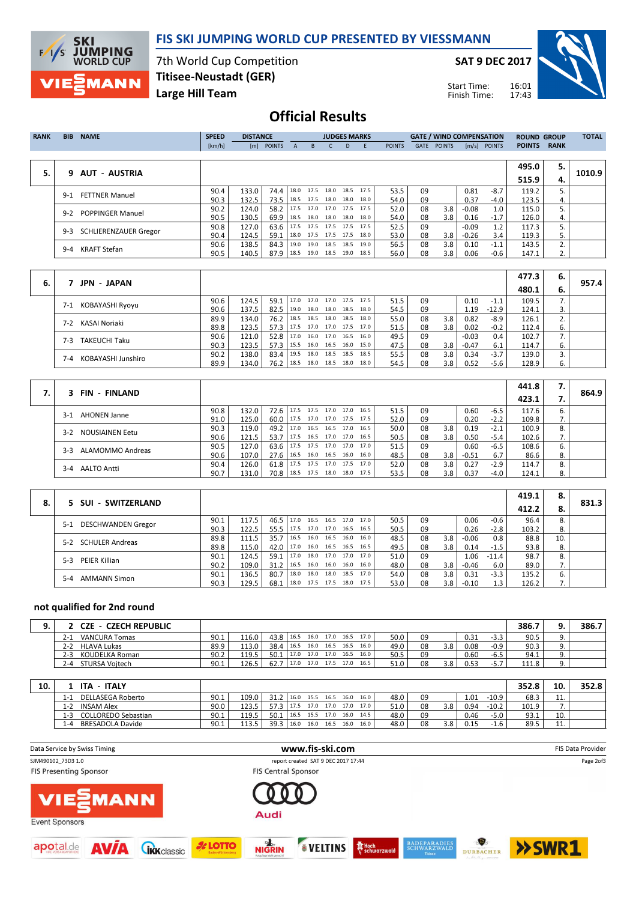# FIS SKI JUMPING WORLD CUP PRESENTED BY VIESSMANN

7th World Cup Competition
Titisee-Neustadt (GER)
Large Hill Team

SAT 9 DEC 2017

Start Time: 16:01
Finish Time: 17:43

## Official Results

| RANK | BIB | NAME | SPEED [km/h] | DISTANCE [m] | DISTANCE POINTS | A | B | C | D | E | JUDGES POINTS | GATE | GATE POINTS | WIND [m/s] | WIND POINTS | ROUND POINTS | GROUP RANK | TOTAL |
|---|---|---|---|---|---|---|---|---|---|---|---|---|---|---|---|---|---|---|
| 5. | 9 | AUT - AUSTRIA | | | | | | | | | | | | | | 495.0 / 515.9 | 5. / 4. | 1010.9 |
| | 9-1 | FETTNER Manuel | 90.4 | 133.0 | 74.4 | 18.0 | 17.5 | 18.0 | 18.5 | 17.5 | 53.5 | 09 | | 0.81 | -8.7 | 119.2 | 5. | |
| | | | 90.3 | 132.5 | 73.5 | 18.5 | 17.5 | 18.0 | 18.0 | 18.0 | 54.0 | 09 | | 0.37 | -4.0 | 123.5 | 4. | |
| | 9-2 | POPPINGER Manuel | 90.2 | 124.0 | 58.2 | 17.5 | 17.0 | 17.0 | 17.5 | 17.5 | 52.0 | 08 | 3.8 | -0.08 | 1.0 | 115.0 | 5. | |
| | | | 90.5 | 130.5 | 69.9 | 18.5 | 18.0 | 18.0 | 18.0 | 18.0 | 54.0 | 08 | 3.8 | 0.16 | -1.7 | 126.0 | 4. | |
| | 9-3 | SCHLIERENZAUER Gregor | 90.8 | 127.0 | 63.6 | 17.5 | 17.5 | 17.5 | 17.5 | 17.5 | 52.5 | 09 | | -0.09 | 1.2 | 117.3 | 5. | |
| | | | 90.4 | 124.5 | 59.1 | 18.0 | 17.5 | 17.5 | 17.5 | 18.0 | 53.0 | 08 | 3.8 | -0.26 | 3.4 | 119.3 | 5. | |
| | 9-4 | KRAFT Stefan | 90.6 | 138.5 | 84.3 | 19.0 | 19.0 | 18.5 | 18.5 | 19.0 | 56.5 | 08 | 3.8 | 0.10 | -1.1 | 143.5 | 2. | |
| | | | 90.5 | 140.5 | 87.9 | 18.5 | 19.0 | 18.5 | 19.0 | 18.5 | 56.0 | 08 | 3.8 | 0.06 | -0.6 | 147.1 | 2. | |
| 6. | 7 | JPN - JAPAN | | | | | | | | | | | | | | 477.3 / 480.1 | 6. / 6. | 957.4 |
| | 7-1 | KOBAYASHI Ryoyu | 90.6 | 124.5 | 59.1 | 17.0 | 17.0 | 17.0 | 17.5 | 17.5 | 51.5 | 09 | | 0.10 | -1.1 | 109.5 | 7. | |
| | | | 90.6 | 137.5 | 82.5 | 19.0 | 18.0 | 18.0 | 18.5 | 18.0 | 54.5 | 09 | | 1.19 | -12.9 | 124.1 | 3. | |
| | 7-2 | KASAI Noriaki | 89.9 | 134.0 | 76.2 | 18.5 | 18.5 | 18.0 | 18.5 | 18.0 | 55.0 | 08 | 3.8 | 0.82 | -8.9 | 126.1 | 2. | |
| | | | 89.8 | 123.5 | 57.3 | 17.5 | 17.0 | 17.0 | 17.5 | 17.0 | 51.5 | 08 | 3.8 | 0.02 | -0.2 | 112.4 | 6. | |
| | 7-3 | TAKEUCHI Taku | 90.6 | 121.0 | 52.8 | 17.0 | 16.0 | 17.0 | 16.5 | 16.0 | 49.5 | 09 | | -0.03 | 0.4 | 102.7 | 7. | |
| | | | 90.3 | 123.5 | 57.3 | 15.5 | 16.0 | 16.5 | 16.0 | 15.0 | 47.5 | 08 | 3.8 | -0.47 | 6.1 | 114.7 | 6. | |
| | 7-4 | KOBAYASHI Junshiro | 90.2 | 138.0 | 83.4 | 19.5 | 18.0 | 18.5 | 18.5 | 18.5 | 55.5 | 08 | 3.8 | 0.34 | -3.7 | 139.0 | 3. | |
| | | | 89.9 | 134.0 | 76.2 | 18.5 | 18.0 | 18.5 | 18.0 | 18.0 | 54.5 | 08 | 3.8 | 0.52 | -5.6 | 128.9 | 6. | |
| 7. | 3 | FIN - FINLAND | | | | | | | | | | | | | | 441.8 / 423.1 | 7. / 7. | 864.9 |
| | 3-1 | AHONEN Janne | 90.8 | 132.0 | 72.6 | 17.5 | 17.5 | 17.0 | 17.0 | 16.5 | 51.5 | 09 | | 0.60 | -6.5 | 117.6 | 6. | |
| | | | 91.0 | 125.0 | 60.0 | 17.5 | 17.0 | 17.0 | 17.5 | 17.5 | 52.0 | 09 | | 0.20 | -2.2 | 109.8 | 7. | |
| | 3-2 | NOUSIAINEN Eetu | 90.3 | 119.0 | 49.2 | 17.0 | 16.5 | 16.5 | 17.0 | 16.5 | 50.0 | 08 | 3.8 | 0.19 | -2.1 | 100.9 | 8. | |
| | | | 90.6 | 121.5 | 53.7 | 17.5 | 16.5 | 17.0 | 17.0 | 16.5 | 50.5 | 08 | 3.8 | 0.50 | -5.4 | 102.6 | 7. | |
| | 3-3 | ALAMOMMO Andreas | 90.5 | 127.0 | 63.6 | 17.5 | 17.5 | 17.0 | 17.0 | 17.0 | 51.5 | 09 | | 0.60 | -6.5 | 108.6 | 6. | |
| | | | 90.6 | 107.0 | 27.6 | 16.5 | 16.0 | 16.5 | 16.0 | 16.0 | 48.5 | 08 | 3.8 | -0.51 | 6.7 | 86.6 | 8. | |
| | 3-4 | AALTO Antti | 90.4 | 126.0 | 61.8 | 17.5 | 17.5 | 17.0 | 17.5 | 17.0 | 52.0 | 08 | 3.8 | 0.27 | -2.9 | 114.7 | 8. | |
| | | | 90.7 | 131.0 | 70.8 | 18.5 | 17.5 | 18.0 | 18.0 | 17.5 | 53.5 | 08 | 3.8 | 0.37 | -4.0 | 124.1 | 8. | |
| 8. | 5 | SUI - SWITZERLAND | | | | | | | | | | | | | | 419.1 / 412.2 | 8. / 8. | 831.3 |
| | 5-1 | DESCHWANDEN Gregor | 90.1 | 117.5 | 46.5 | 17.0 | 16.5 | 16.5 | 17.0 | 17.0 | 50.5 | 09 | | 0.06 | -0.6 | 96.4 | 8. | |
| | | | 90.3 | 122.5 | 55.5 | 17.5 | 17.0 | 17.0 | 16.5 | 16.5 | 50.5 | 09 | | 0.26 | -2.8 | 103.2 | 8. | |
| | 5-2 | SCHULER Andreas | 89.8 | 111.5 | 35.7 | 16.5 | 16.0 | 16.5 | 16.0 | 16.0 | 48.5 | 08 | 3.8 | -0.06 | 0.8 | 88.8 | 10. | |
| | | | 89.8 | 115.0 | 42.0 | 17.0 | 16.0 | 16.5 | 16.5 | 16.5 | 49.5 | 08 | 3.8 | 0.14 | -1.5 | 93.8 | 8. | |
| | 5-3 | PEIER Killian | 90.1 | 124.5 | 59.1 | 17.0 | 18.0 | 17.0 | 17.0 | 17.0 | 51.0 | 09 | | 1.06 | -11.4 | 98.7 | 8. | |
| | | | 90.2 | 109.0 | 31.2 | 16.5 | 16.0 | 16.0 | 16.0 | 16.0 | 48.0 | 08 | 3.8 | -0.46 | 6.0 | 89.0 | 7. | |
| | 5-4 | AMMANN Simon | 90.1 | 136.5 | 80.7 | 18.0 | 18.0 | 18.0 | 18.5 | 17.0 | 54.0 | 08 | 3.8 | 0.31 | -3.3 | 135.2 | 6. | |
| | | | 90.3 | 129.5 | 68.1 | 18.0 | 17.5 | 17.5 | 18.0 | 17.5 | 53.0 | 08 | 3.8 | -0.10 | 1.3 | 126.2 | 7. | |

### not qualified for 2nd round

| RANK | BIB | NAME | SPEED [km/h] | DISTANCE [m] | DISTANCE POINTS | A | B | C | D | E | JUDGES POINTS | GATE | GATE POINTS | WIND [m/s] | WIND POINTS | ROUND POINTS | GROUP RANK | TOTAL |
|---|---|---|---|---|---|---|---|---|---|---|---|---|---|---|---|---|---|---|
| 9. | 2 | CZE - CZECH REPUBLIC | | | | | | | | | | | | | | 386.7 | 9. | 386.7 |
| | 2-1 | VANCURA Tomas | 90.1 | 116.0 | 43.8 | 16.5 | 16.0 | 17.0 | 16.5 | 17.0 | 50.0 | 09 | | 0.31 | -3.3 | 90.5 | 9. | |
| | 2-2 | HLAVA Lukas | 89.9 | 113.0 | 38.4 | 16.5 | 16.0 | 16.5 | 16.5 | 16.0 | 49.0 | 08 | 3.8 | 0.08 | -0.9 | 90.3 | 9. | |
| | 2-3 | KOUDELKA Roman | 90.2 | 119.5 | 50.1 | 17.0 | 17.0 | 17.0 | 16.5 | 16.0 | 50.5 | 09 | | 0.60 | -6.5 | 94.1 | 9. | |
| | 2-4 | STURSA Vojtech | 90.1 | 126.5 | 62.7 | 17.0 | 17.0 | 17.5 | 17.0 | 16.5 | 51.0 | 08 | 3.8 | 0.53 | -5.7 | 111.8 | 9. | |
| 10. | 1 | ITA - ITALY | | | | | | | | | | | | | | 352.8 | 10. | 352.8 |
| | 1-1 | DELLASEGA Roberto | 90.1 | 109.0 | 31.2 | 16.0 | 15.5 | 16.5 | 16.0 | 16.0 | 48.0 | 09 | | 1.01 | -10.9 | 68.3 | 11. | |
| | 1-2 | INSAM Alex | 90.0 | 123.5 | 57.3 | 17.5 | 17.0 | 17.0 | 17.0 | 17.0 | 51.0 | 08 | 3.8 | 0.94 | -10.2 | 101.9 | 7. | |
| | 1-3 | COLLOREDO Sebastian | 90.1 | 119.5 | 50.1 | 16.5 | 15.5 | 17.0 | 16.0 | 14.5 | 48.0 | 09 | | 0.46 | -5.0 | 93.1 | 10. | |
| | 1-4 | BRESADOLA Davide | 90.1 | 113.5 | 39.3 | 16.0 | 16.0 | 16.5 | 16.0 | 16.0 | 48.0 | 08 | 3.8 | 0.15 | -1.6 | 89.5 | 11. | |

Data Service by Swiss Timing — www.fis-ski.com — FIS Data Provider

SJM490102_73D3 1.0 — report created SAT 9 DEC 2017 17:44

FIS Presenting Sponsor — FIS Central Sponsor

Event Sponsors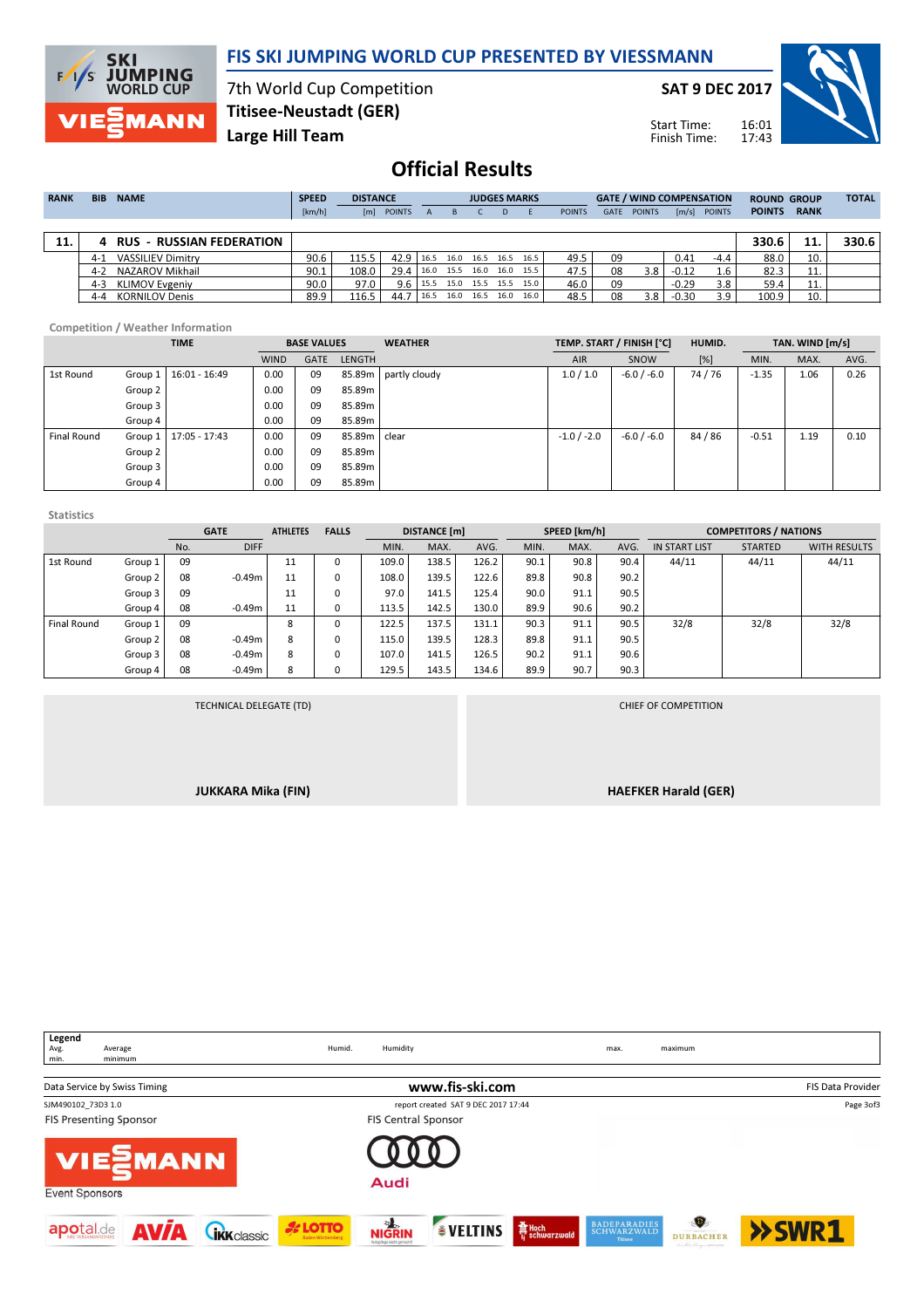# FIS SKI JUMPING WORLD CUP PRESENTED BY VIESSMANN

7th World Cup Competition
**Titisee-Neustadt (GER)**
**Large Hill Team**

**SAT 9 DEC 2017**

Start Time: 16:01
Finish Time: 17:43

## Official Results

| RANK | BIB | NAME | SPEED [km/h] | DISTANCE [m] | DISTANCE POINTS | A | B | C | D | E | JUDGES POINTS | GATE | GATE POINTS | WIND [m/s] | WIND POINTS | ROUND POINTS | GROUP RANK | TOTAL |
|---|---|---|---|---|---|---|---|---|---|---|---|---|---|---|---|---|---|---|
| 11. | 4 | **RUS - RUSSIAN FEDERATION** | | | | | | | | | | | | | | 330.6 | 11. | 330.6 |
| | 4-1 | VASSILIEV Dimitry | 90.6 | 115.5 | 42.9 | 16.5 | 16.0 | 16.5 | 16.5 | 16.5 | 49.5 | 09 | | 0.41 | -4.4 | 88.0 | 10. | |
| | 4-2 | NAZAROV Mikhail | 90.1 | 108.0 | 29.4 | 16.0 | 15.5 | 16.0 | 16.0 | 15.5 | 47.5 | 08 | 3.8 | -0.12 | 1.6 | 82.3 | 11. | |
| | 4-3 | KLIMOV Evgeniy | 90.0 | 97.0 | 9.6 | 15.5 | 15.0 | 15.5 | 15.5 | 15.0 | 46.0 | 09 | | -0.29 | 3.8 | 59.4 | 11. | |
| | 4-4 | KORNILOV Denis | 89.9 | 116.5 | 44.7 | 16.5 | 16.0 | 16.5 | 16.0 | 16.0 | 48.5 | 08 | 3.8 | -0.30 | 3.9 | 100.9 | 10. | |

### Competition / Weather Information

| | | TIME | BASE VALUES WIND | GATE | LENGTH | WEATHER | TEMP. AIR | TEMP. SNOW | HUMID. [%] | TAN. WIND MIN. | MAX. | AVG. |
|---|---|---|---|---|---|---|---|---|---|---|---|---|
| 1st Round | Group 1 | 16:01 - 16:49 | 0.00 | 09 | 85.89m | partly cloudy | 1.0 / 1.0 | -6.0 / -6.0 | 74 / 76 | -1.35 | 1.06 | 0.26 |
| | Group 2 | | 0.00 | 09 | 85.89m | | | | | | | |
| | Group 3 | | 0.00 | 09 | 85.89m | | | | | | | |
| | Group 4 | | 0.00 | 09 | 85.89m | | | | | | | |
| Final Round | Group 1 | 17:05 - 17:43 | 0.00 | 09 | 85.89m | clear | -1.0 / -2.0 | -6.0 / -6.0 | 84 / 86 | -0.51 | 1.19 | 0.10 |
| | Group 2 | | 0.00 | 09 | 85.89m | | | | | | | |
| | Group 3 | | 0.00 | 09 | 85.89m | | | | | | | |
| | Group 4 | | 0.00 | 09 | 85.89m | | | | | | | |

### Statistics

| | | GATE No. | GATE DIFF | ATHLETES | FALLS | DISTANCE MIN. | DISTANCE MAX. | DISTANCE AVG. | SPEED MIN. | SPEED MAX. | SPEED AVG. | IN START LIST | STARTED | WITH RESULTS |
|---|---|---|---|---|---|---|---|---|---|---|---|---|---|---|
| 1st Round | Group 1 | 09 | | 11 | 0 | 109.0 | 138.5 | 126.2 | 90.1 | 90.8 | 90.4 | 44/11 | 44/11 | 44/11 |
| | Group 2 | 08 | -0.49m | 11 | 0 | 108.0 | 139.5 | 122.6 | 89.8 | 90.8 | 90.2 | | | |
| | Group 3 | 09 | | 11 | 0 | 97.0 | 141.5 | 125.4 | 90.0 | 91.1 | 90.5 | | | |
| | Group 4 | 08 | -0.49m | 11 | 0 | 113.5 | 142.5 | 130.0 | 89.9 | 90.6 | 90.2 | | | |
| Final Round | Group 1 | 09 | | 8 | 0 | 122.5 | 137.5 | 131.1 | 90.3 | 91.1 | 90.5 | 32/8 | 32/8 | 32/8 |
| | Group 2 | 08 | -0.49m | 8 | 0 | 115.0 | 139.5 | 128.3 | 89.8 | 91.1 | 90.5 | | | |
| | Group 3 | 08 | -0.49m | 8 | 0 | 107.0 | 141.5 | 126.5 | 90.2 | 91.1 | 90.6 | | | |
| | Group 4 | 08 | -0.49m | 8 | 0 | 129.5 | 143.5 | 134.6 | 89.9 | 90.7 | 90.3 | | | |

TECHNICAL DELEGATE (TD): **JUKKARA Mika (FIN)**

CHIEF OF COMPETITION: **HAEFKER Harald (GER)**

**Legend**
Avg. – Average; min. – minimum; Humid. – Humidity; max. – maximum

Data Service by Swiss Timing — www.fis-ski.com — FIS Data Provider
SJM490102_73D3 1.0 — report created SAT 9 DEC 2017 17:44

FIS Presenting Sponsor: VIESSMANN
FIS Central Sponsor: Audi
Event Sponsors: apotal.de, AVIA, IKK classic, LOTTO Baden-Württemberg, NIGRIN, VELTINS, Hochschwarzwald, Badeparadies Schwarzwald, Durbacher, SWR1